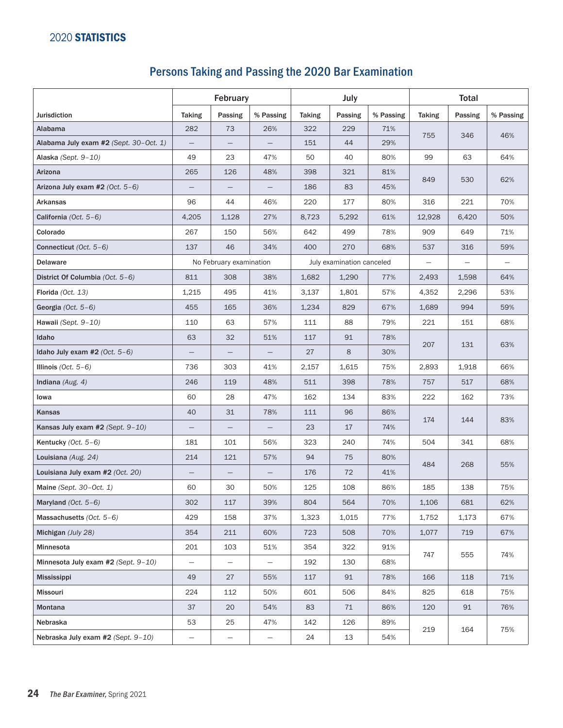## 2020 **STATISTICS**

# Persons Taking and Passing the 2020 Bar Examination

| Jurisdiction | February | | | July | | | Total | | |
|---|---|---|---|---|---|---|---|---|---|
| | Taking | Passing | % Passing | Taking | Passing | % Passing | Taking | Passing | % Passing |
| **Alabama** | 282 | 73 | 26% | 322 | 229 | 71% | 755 | 346 | 46% |
| **Alabama July exam #2** *(Sept. 30–Oct. 1)* | — | — | — | 151 | 44 | 29% | | | |
| **Alaska** *(Sept. 9–10)* | 49 | 23 | 47% | 50 | 40 | 80% | 99 | 63 | 64% |
| **Arizona** | 265 | 126 | 48% | 398 | 321 | 81% | 849 | 530 | 62% |
| **Arizona July exam #2** *(Oct. 5–6)* | — | — | — | 186 | 83 | 45% | | | |
| **Arkansas** | 96 | 44 | 46% | 220 | 177 | 80% | 316 | 221 | 70% |
| **California** *(Oct. 5–6)* | 4,205 | 1,128 | 27% | 8,723 | 5,292 | 61% | 12,928 | 6,420 | 50% |
| **Colorado** | 267 | 150 | 56% | 642 | 499 | 78% | 909 | 649 | 71% |
| **Connecticut** *(Oct. 5–6)* | 137 | 46 | 34% | 400 | 270 | 68% | 537 | 316 | 59% |
| **Delaware** | No February examination | | | July examination canceled | | | — | — | — |
| **District Of Columbia** *(Oct. 5–6)* | 811 | 308 | 38% | 1,682 | 1,290 | 77% | 2,493 | 1,598 | 64% |
| **Florida** *(Oct. 13)* | 1,215 | 495 | 41% | 3,137 | 1,801 | 57% | 4,352 | 2,296 | 53% |
| **Georgia** *(Oct. 5–6)* | 455 | 165 | 36% | 1,234 | 829 | 67% | 1,689 | 994 | 59% |
| **Hawaii** *(Sept. 9–10)* | 110 | 63 | 57% | 111 | 88 | 79% | 221 | 151 | 68% |
| **Idaho** | 63 | 32 | 51% | 117 | 91 | 78% | 207 | 131 | 63% |
| **Idaho July exam #2** *(Oct. 5–6)* | — | — | — | 27 | 8 | 30% | | | |
| **Illinois** *(Oct. 5–6)* | 736 | 303 | 41% | 2,157 | 1,615 | 75% | 2,893 | 1,918 | 66% |
| **Indiana** *(Aug. 4)* | 246 | 119 | 48% | 511 | 398 | 78% | 757 | 517 | 68% |
| **Iowa** | 60 | 28 | 47% | 162 | 134 | 83% | 222 | 162 | 73% |
| **Kansas** | 40 | 31 | 78% | 111 | 96 | 86% | 174 | 144 | 83% |
| **Kansas July exam #2** *(Sept. 9–10)* | — | — | — | 23 | 17 | 74% | | | |
| **Kentucky** *(Oct. 5–6)* | 181 | 101 | 56% | 323 | 240 | 74% | 504 | 341 | 68% |
| **Louisiana** *(Aug. 24)* | 214 | 121 | 57% | 94 | 75 | 80% | 484 | 268 | 55% |
| **Louisiana July exam #2** *(Oct. 20)* | — | — | — | 176 | 72 | 41% | | | |
| **Maine** *(Sept. 30–Oct. 1)* | 60 | 30 | 50% | 125 | 108 | 86% | 185 | 138 | 75% |
| **Maryland** *(Oct. 5–6)* | 302 | 117 | 39% | 804 | 564 | 70% | 1,106 | 681 | 62% |
| **Massachusetts** *(Oct. 5–6)* | 429 | 158 | 37% | 1,323 | 1,015 | 77% | 1,752 | 1,173 | 67% |
| **Michigan** *(July 28)* | 354 | 211 | 60% | 723 | 508 | 70% | 1,077 | 719 | 67% |
| **Minnesota** | 201 | 103 | 51% | 354 | 322 | 91% | 747 | 555 | 74% |
| **Minnesota July exam #2** *(Sept. 9–10)* | — | — | — | 192 | 130 | 68% | | | |
| **Mississippi** | 49 | 27 | 55% | 117 | 91 | 78% | 166 | 118 | 71% |
| **Missouri** | 224 | 112 | 50% | 601 | 506 | 84% | 825 | 618 | 75% |
| **Montana** | 37 | 20 | 54% | 83 | 71 | 86% | 120 | 91 | 76% |
| **Nebraska** | 53 | 25 | 47% | 142 | 126 | 89% | 219 | 164 | 75% |
| **Nebraska July exam #2** *(Sept. 9–10)* | — | — | — | 24 | 13 | 54% | | | |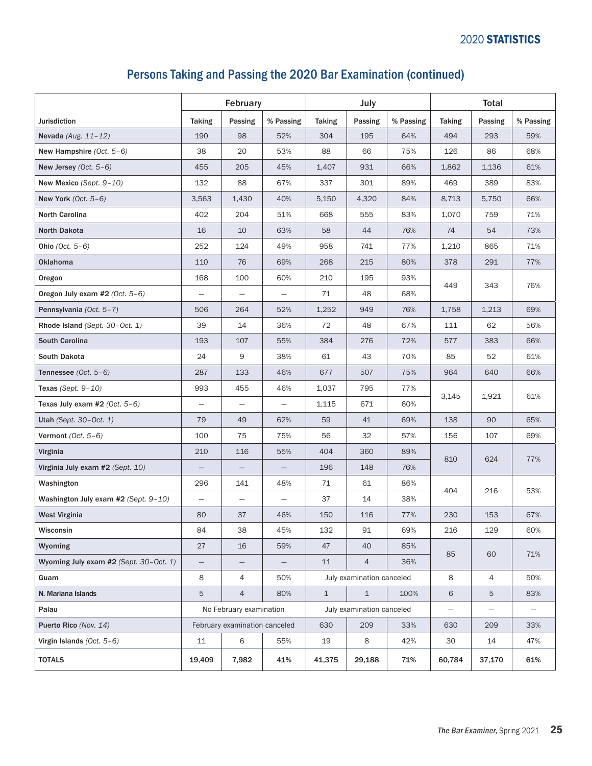## Persons Taking and Passing the 2020 Bar Examination (continued)

| | February | | | July | | | Total | | |
|---|---|---|---|---|---|---|---|---|---|
| Jurisdiction | Taking | Passing | % Passing | Taking | Passing | % Passing | Taking | Passing | % Passing |
| **Nevada** *(Aug. 11–12)* | 190 | 98 | 52% | 304 | 195 | 64% | 494 | 293 | 59% |
| **New Hampshire** *(Oct. 5–6)* | 38 | 20 | 53% | 88 | 66 | 75% | 126 | 86 | 68% |
| **New Jersey** *(Oct. 5–6)* | 455 | 205 | 45% | 1,407 | 931 | 66% | 1,862 | 1,136 | 61% |
| **New Mexico** *(Sept. 9–10)* | 132 | 88 | 67% | 337 | 301 | 89% | 469 | 389 | 83% |
| **New York** *(Oct. 5–6)* | 3,563 | 1,430 | 40% | 5,150 | 4,320 | 84% | 8,713 | 5,750 | 66% |
| **North Carolina** | 402 | 204 | 51% | 668 | 555 | 83% | 1,070 | 759 | 71% |
| **North Dakota** | 16 | 10 | 63% | 58 | 44 | 76% | 74 | 54 | 73% |
| **Ohio** *(Oct. 5–6)* | 252 | 124 | 49% | 958 | 741 | 77% | 1,210 | 865 | 71% |
| **Oklahoma** | 110 | 76 | 69% | 268 | 215 | 80% | 378 | 291 | 77% |
| **Oregon** | 168 | 100 | 60% | 210 | 195 | 93% | 449 | 343 | 76% |
| **Oregon July exam #2** *(Oct. 5–6)* | – | – | – | 71 | 48 | 68% | | | |
| **Pennsylvania** *(Oct. 5–7)* | 506 | 264 | 52% | 1,252 | 949 | 76% | 1,758 | 1,213 | 69% |
| **Rhode Island** *(Sept. 30–Oct. 1)* | 39 | 14 | 36% | 72 | 48 | 67% | 111 | 62 | 56% |
| **South Carolina** | 193 | 107 | 55% | 384 | 276 | 72% | 577 | 383 | 66% |
| **South Dakota** | 24 | 9 | 38% | 61 | 43 | 70% | 85 | 52 | 61% |
| **Tennessee** *(Oct. 5–6)* | 287 | 133 | 46% | 677 | 507 | 75% | 964 | 640 | 66% |
| **Texas** *(Sept. 9–10)* | 993 | 455 | 46% | 1,037 | 795 | 77% | 3,145 | 1,921 | 61% |
| **Texas July exam #2** *(Oct. 5–6)* | – | – | – | 1,115 | 671 | 60% | | | |
| **Utah** *(Sept. 30–Oct. 1)* | 79 | 49 | 62% | 59 | 41 | 69% | 138 | 90 | 65% |
| **Vermont** *(Oct. 5–6)* | 100 | 75 | 75% | 56 | 32 | 57% | 156 | 107 | 69% |
| **Virginia** | 210 | 116 | 55% | 404 | 360 | 89% | 810 | 624 | 77% |
| **Virginia July exam #2** *(Sept. 10)* | – | – | – | 196 | 148 | 76% | | | |
| **Washington** | 296 | 141 | 48% | 71 | 61 | 86% | 404 | 216 | 53% |
| **Washington July exam #2** *(Sept. 9–10)* | – | – | – | 37 | 14 | 38% | | | |
| **West Virginia** | 80 | 37 | 46% | 150 | 116 | 77% | 230 | 153 | 67% |
| **Wisconsin** | 84 | 38 | 45% | 132 | 91 | 69% | 216 | 129 | 60% |
| **Wyoming** | 27 | 16 | 59% | 47 | 40 | 85% | 85 | 60 | 71% |
| **Wyoming July exam #2** *(Sept. 30–Oct. 1)* | – | – | – | 11 | 4 | 36% | | | |
| **Guam** | 8 | 4 | 50% | July examination canceled | | | 8 | 4 | 50% |
| **N. Mariana Islands** | 5 | 4 | 80% | 1 | 1 | 100% | 6 | 5 | 83% |
| **Palau** | No February examination | | | July examination canceled | | | – | – | – |
| **Puerto Rico** *(Nov. 14)* | February examination canceled | | | 630 | 209 | 33% | 630 | 209 | 33% |
| **Virgin Islands** *(Oct. 5–6)* | 11 | 6 | 55% | 19 | 8 | 42% | 30 | 14 | 47% |
| **TOTALS** | **19,409** | **7,982** | **41%** | **41,375** | **29,188** | **71%** | **60,784** | **37,170** | **61%** |